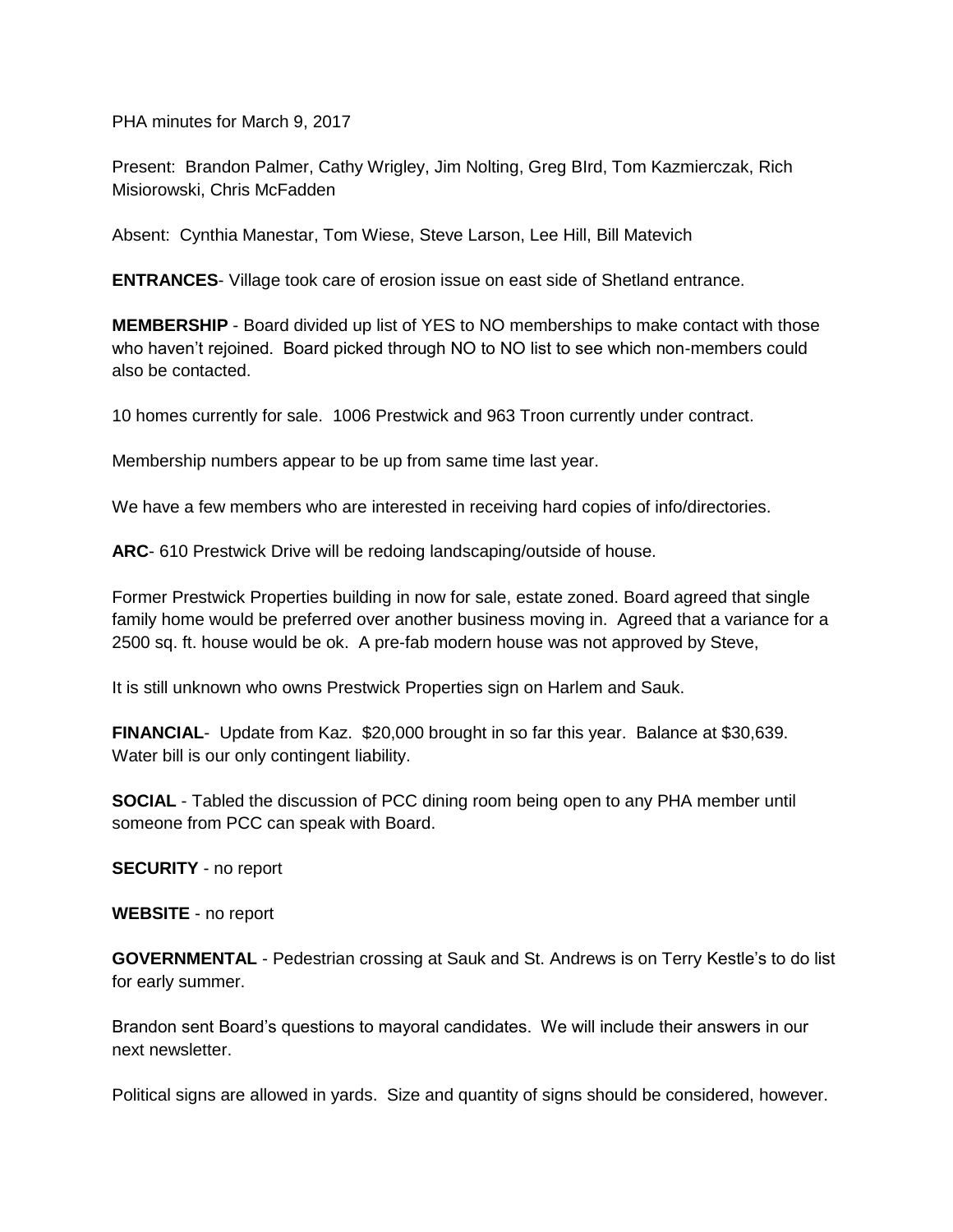PHA minutes for March 9, 2017

Present: Brandon Palmer, Cathy Wrigley, Jim Nolting, Greg BIrd, Tom Kazmierczak, Rich Misiorowski, Chris McFadden

Absent: Cynthia Manestar, Tom Wiese, Steve Larson, Lee Hill, Bill Matevich

**ENTRANCES**- Village took care of erosion issue on east side of Shetland entrance.

**MEMBERSHIP** - Board divided up list of YES to NO memberships to make contact with those who haven't rejoined. Board picked through NO to NO list to see which non-members could also be contacted.

10 homes currently for sale. 1006 Prestwick and 963 Troon currently under contract.

Membership numbers appear to be up from same time last year.

We have a few members who are interested in receiving hard copies of info/directories.

**ARC**- 610 Prestwick Drive will be redoing landscaping/outside of house.

Former Prestwick Properties building in now for sale, estate zoned. Board agreed that single family home would be preferred over another business moving in. Agreed that a variance for a 2500 sq. ft. house would be ok. A pre-fab modern house was not approved by Steve,

It is still unknown who owns Prestwick Properties sign on Harlem and Sauk.

**FINANCIAL**- Update from Kaz. $20,000 brought in so far this year. Balance at $30,639. Water bill is our only contingent liability.

**SOCIAL** - Tabled the discussion of PCC dining room being open to any PHA member until someone from PCC can speak with Board.

**SECURITY** - no report

**WEBSITE** - no report

**GOVERNMENTAL** - Pedestrian crossing at Sauk and St. Andrews is on Terry Kestle's to do list for early summer.

Brandon sent Board's questions to mayoral candidates. We will include their answers in our next newsletter.

Political signs are allowed in yards. Size and quantity of signs should be considered, however.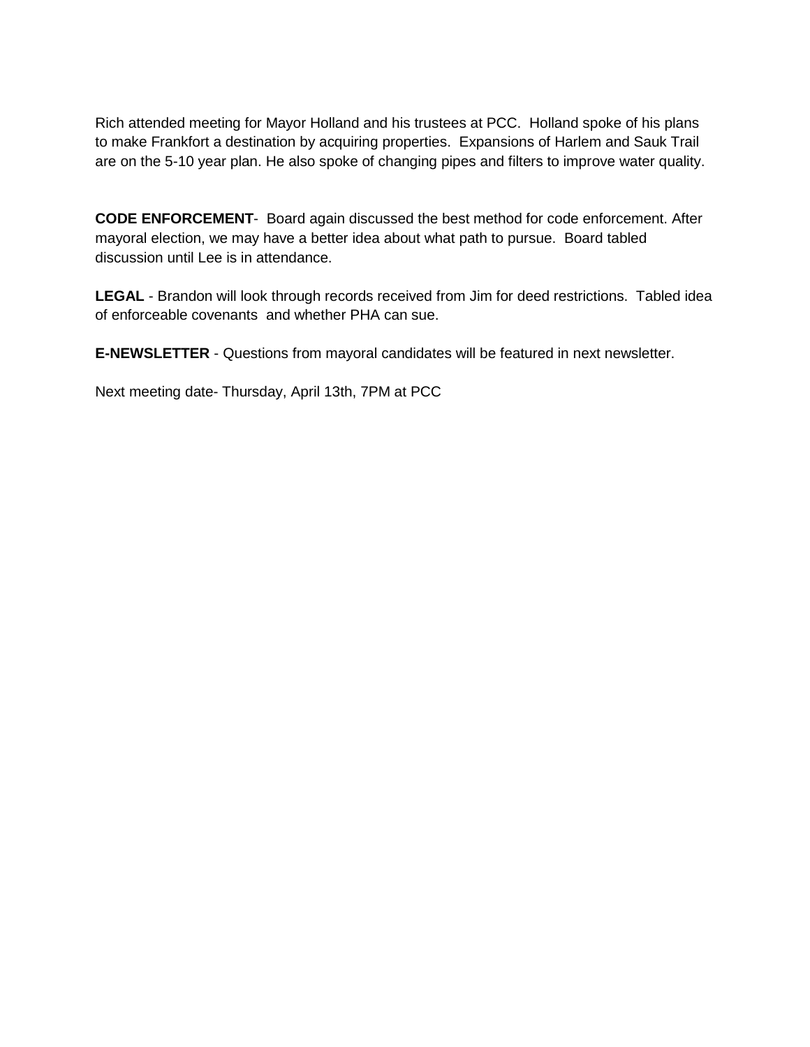Rich attended meeting for Mayor Holland and his trustees at PCC. Holland spoke of his plans to make Frankfort a destination by acquiring properties. Expansions of Harlem and Sauk Trail are on the 5-10 year plan. He also spoke of changing pipes and filters to improve water quality.

**CODE ENFORCEMENT**- Board again discussed the best method for code enforcement. After mayoral election, we may have a better idea about what path to pursue. Board tabled discussion until Lee is in attendance.

**LEGAL** - Brandon will look through records received from Jim for deed restrictions. Tabled idea of enforceable covenants and whether PHA can sue.

**E-NEWSLETTER** - Questions from mayoral candidates will be featured in next newsletter.

Next meeting date- Thursday, April 13th, 7PM at PCC